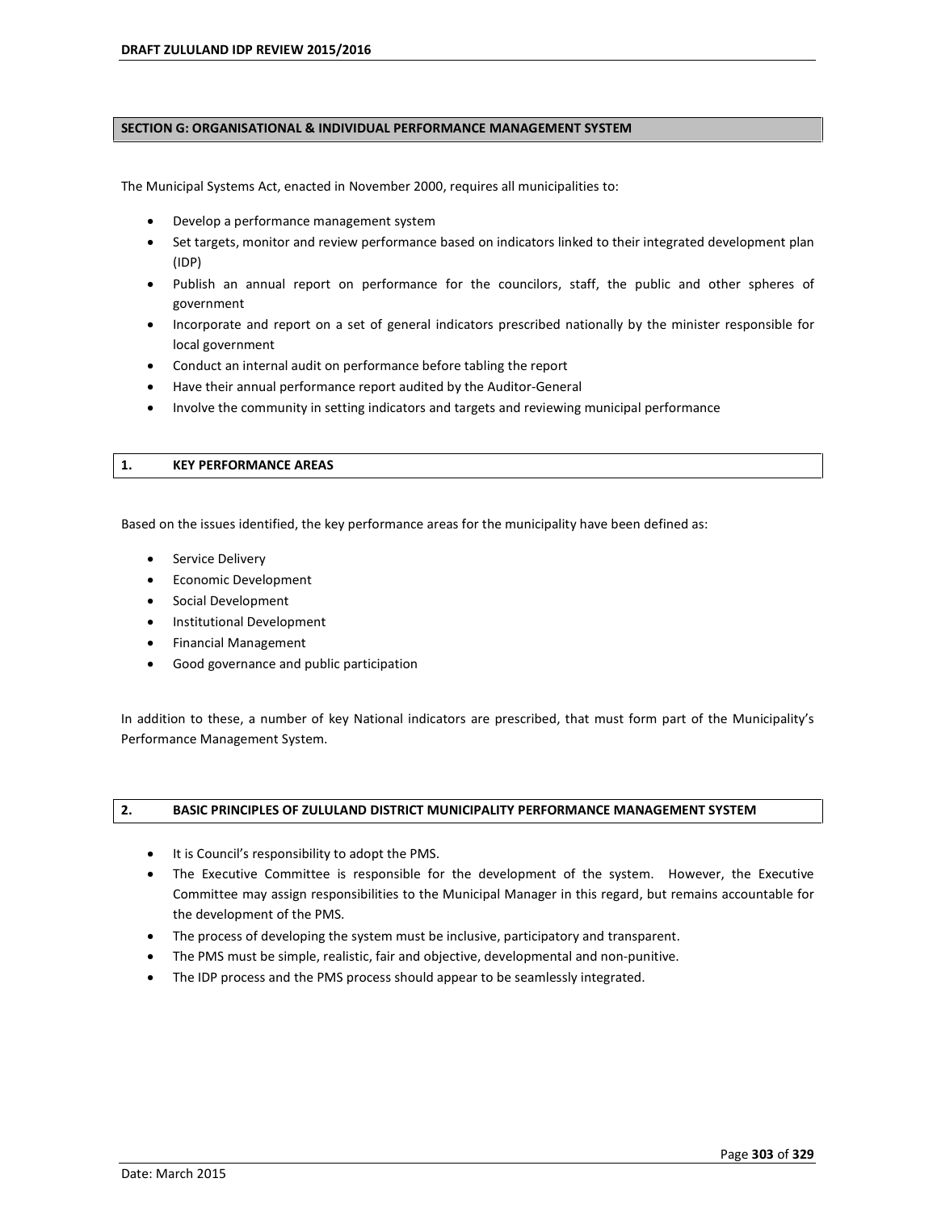## SECTION G: ORGANISATIONAL & INDIVIDUAL PERFORMANCE MANAGEMENT SYSTEM

The Municipal Systems Act, enacted in November 2000, requires all municipalities to:

- Develop a performance management system
- Set targets, monitor and review performance based on indicators linked to their integrated development plan (IDP)
- Publish an annual report on performance for the councilors, staff, the public and other spheres of government
- Incorporate and report on a set of general indicators prescribed nationally by the minister responsible for local government
- Conduct an internal audit on performance before tabling the report
- Have their annual performance report audited by the Auditor-General
- Involve the community in setting indicators and targets and reviewing municipal performance

### 1. KEY PERFORMANCE AREAS

Based on the issues identified, the key performance areas for the municipality have been defined as:

- Service Delivery
- Economic Development
- Social Development
- Institutional Development
- Financial Management
- Good governance and public participation

In addition to these, a number of key National indicators are prescribed, that must form part of the Municipality's Performance Management System.

### 2. BASIC PRINCIPLES OF ZULULAND DISTRICT MUNICIPALITY PERFORMANCE MANAGEMENT SYSTEM

- It is Council's responsibility to adopt the PMS.
- The Executive Committee is responsible for the development of the system. However, the Executive Committee may assign responsibilities to the Municipal Manager in this regard, but remains accountable for the development of the PMS.
- The process of developing the system must be inclusive, participatory and transparent.
- The PMS must be simple, realistic, fair and objective, developmental and non-punitive.
- The IDP process and the PMS process should appear to be seamlessly integrated.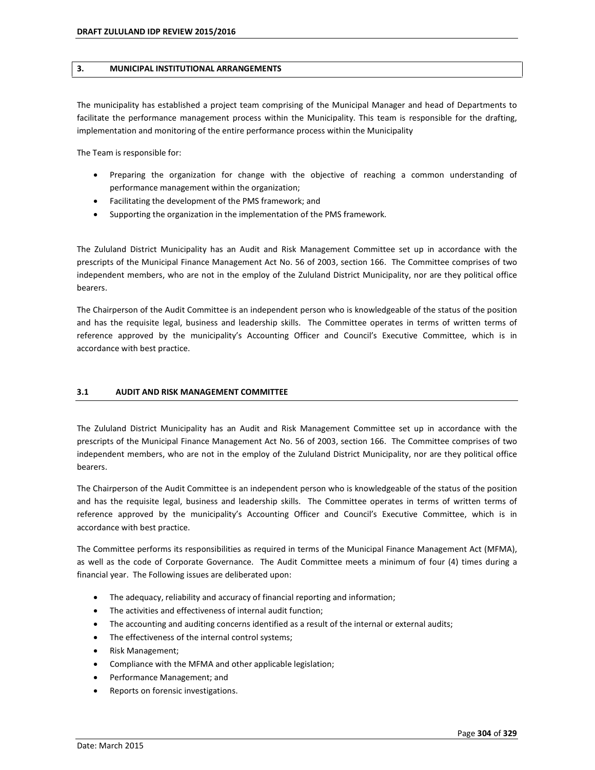## 3. MUNICIPAL INSTITUTIONAL ARRANGEMENTS

The municipality has established a project team comprising of the Municipal Manager and head of Departments to facilitate the performance management process within the Municipality. This team is responsible for the drafting, implementation and monitoring of the entire performance process within the Municipality

The Team is responsible for:

- Preparing the organization for change with the objective of reaching a common understanding of performance management within the organization;
- Facilitating the development of the PMS framework; and
- Supporting the organization in the implementation of the PMS framework.

The Zululand District Municipality has an Audit and Risk Management Committee set up in accordance with the prescripts of the Municipal Finance Management Act No. 56 of 2003, section 166. The Committee comprises of two independent members, who are not in the employ of the Zululand District Municipality, nor are they political office bearers.

The Chairperson of the Audit Committee is an independent person who is knowledgeable of the status of the position and has the requisite legal, business and leadership skills. The Committee operates in terms of written terms of reference approved by the municipality's Accounting Officer and Council's Executive Committee, which is in accordance with best practice.

### 3.1 AUDIT AND RISK MANAGEMENT COMMITTEE

The Zululand District Municipality has an Audit and Risk Management Committee set up in accordance with the prescripts of the Municipal Finance Management Act No. 56 of 2003, section 166. The Committee comprises of two independent members, who are not in the employ of the Zululand District Municipality, nor are they political office bearers.

The Chairperson of the Audit Committee is an independent person who is knowledgeable of the status of the position and has the requisite legal, business and leadership skills. The Committee operates in terms of written terms of reference approved by the municipality's Accounting Officer and Council's Executive Committee, which is in accordance with best practice.

The Committee performs its responsibilities as required in terms of the Municipal Finance Management Act (MFMA), as well as the code of Corporate Governance. The Audit Committee meets a minimum of four (4) times during a financial year. The Following issues are deliberated upon:

- The adequacy, reliability and accuracy of financial reporting and information;
- The activities and effectiveness of internal audit function;
- The accounting and auditing concerns identified as a result of the internal or external audits;
- The effectiveness of the internal control systems;
- Risk Management;
- Compliance with the MFMA and other applicable legislation;
- Performance Management; and
- Reports on forensic investigations.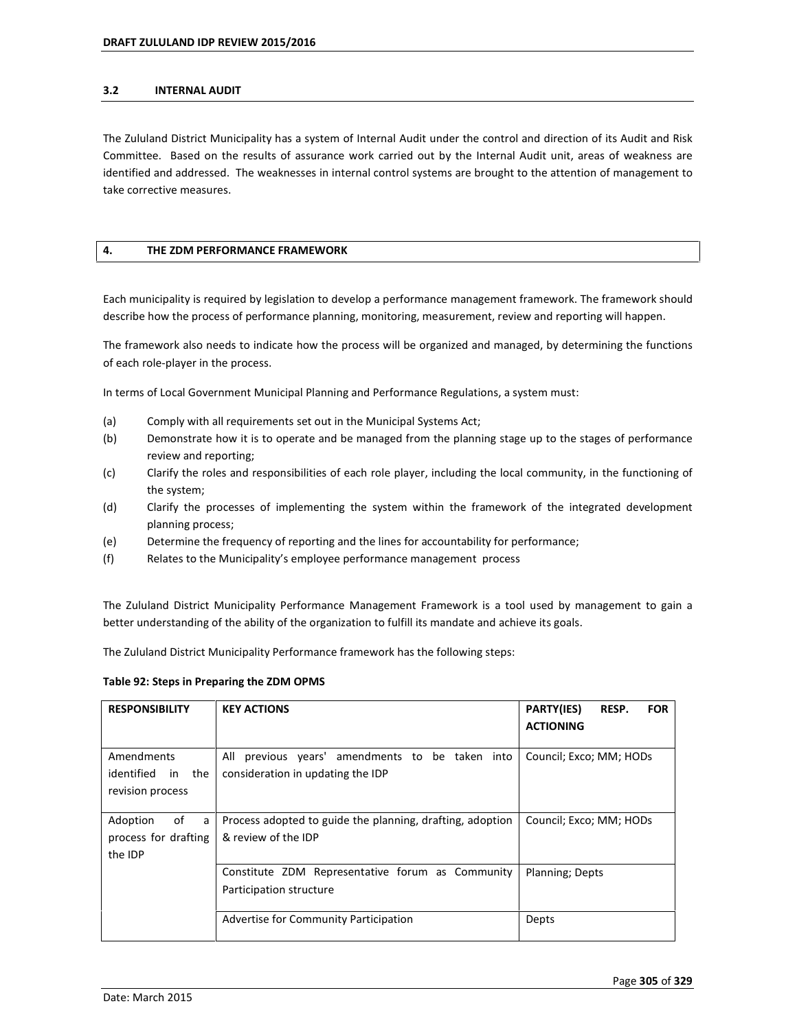### 3.2 INTERNAL AUDIT

The Zululand District Municipality has a system of Internal Audit under the control and direction of its Audit and Risk Committee. Based on the results of assurance work carried out by the Internal Audit unit, areas of weakness are identified and addressed. The weaknesses in internal control systems are brought to the attention of management to take corrective measures.

## 4. THE ZDM PERFORMANCE FRAMEWORK

Each municipality is required by legislation to develop a performance management framework. The framework should describe how the process of performance planning, monitoring, measurement, review and reporting will happen.

The framework also needs to indicate how the process will be organized and managed, by determining the functions of each role-player in the process.

In terms of Local Government Municipal Planning and Performance Regulations, a system must:

(a) Comply with all requirements set out in the Municipal Systems Act;
(b) Demonstrate how it is to operate and be managed from the planning stage up to the stages of performance review and reporting;
(c) Clarify the roles and responsibilities of each role player, including the local community, in the functioning of the system;
(d) Clarify the processes of implementing the system within the framework of the integrated development planning process;
(e) Determine the frequency of reporting and the lines for accountability for performance;
(f) Relates to the Municipality's employee performance management process

The Zululand District Municipality Performance Management Framework is a tool used by management to gain a better understanding of the ability of the organization to fulfill its mandate and achieve its goals.

The Zululand District Municipality Performance framework has the following steps:

**Table 92: Steps in Preparing the ZDM OPMS**

| RESPONSIBILITY | KEY ACTIONS | PARTY(IES) RESP. FOR ACTIONING |
|---|---|---|
| Amendments identified in the revision process | All previous years' amendments to be taken into consideration in updating the IDP | Council; Exco; MM; HODs |
| Adoption of a process for drafting the IDP | Process adopted to guide the planning, drafting, adoption & review of the IDP | Council; Exco; MM; HODs |
| | Constitute ZDM Representative forum as Community Participation structure | Planning; Depts |
| | Advertise for Community Participation | Depts |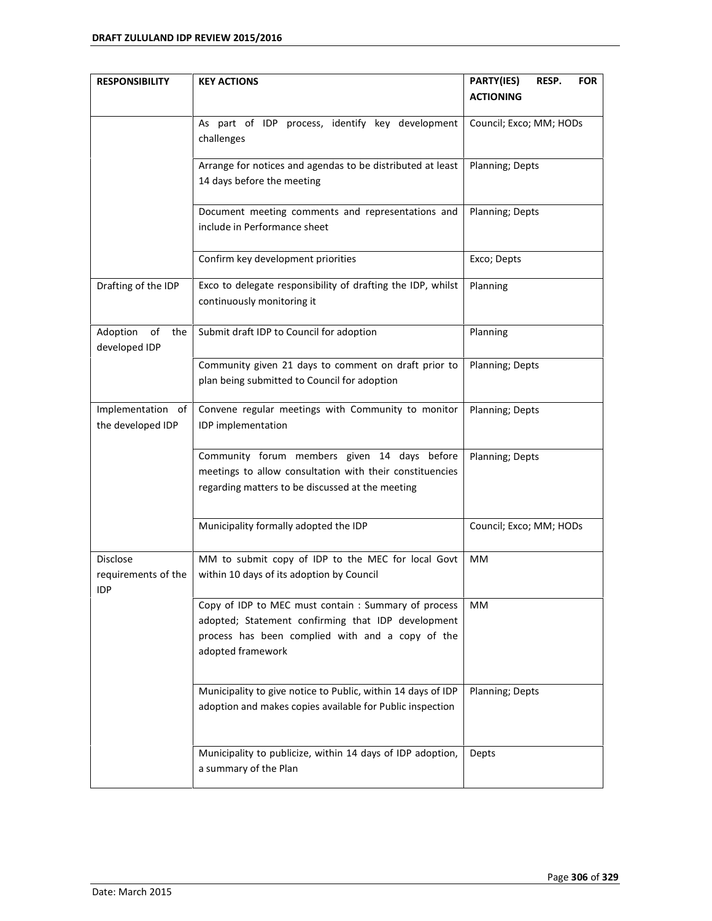| RESPONSIBILITY | KEY ACTIONS | PARTY(IES) RESP. FOR ACTIONING |
|---|---|---|
| | As part of IDP process, identify key development challenges | Council; Exco; MM; HODs |
| | Arrange for notices and agendas to be distributed at least 14 days before the meeting | Planning; Depts |
| | Document meeting comments and representations and include in Performance sheet | Planning; Depts |
| | Confirm key development priorities | Exco; Depts |
| Drafting of the IDP | Exco to delegate responsibility of drafting the IDP, whilst continuously monitoring it | Planning |
| Adoption of the developed IDP | Submit draft IDP to Council for adoption | Planning |
| | Community given 21 days to comment on draft prior to plan being submitted to Council for adoption | Planning; Depts |
| Implementation of the developed IDP | Convene regular meetings with Community to monitor IDP implementation | Planning; Depts |
| | Community forum members given 14 days before meetings to allow consultation with their constituencies regarding matters to be discussed at the meeting | Planning; Depts |
| | Municipality formally adopted the IDP | Council; Exco; MM; HODs |
| Disclose requirements of the IDP | MM to submit copy of IDP to the MEC for local Govt within 10 days of its adoption by Council | MM |
| | Copy of IDP to MEC must contain : Summary of process adopted; Statement confirming that IDP development process has been complied with and a copy of the adopted framework | MM |
| | Municipality to give notice to Public, within 14 days of IDP adoption and makes copies available for Public inspection | Planning; Depts |
| | Municipality to publicize, within 14 days of IDP adoption, a summary of the Plan | Depts |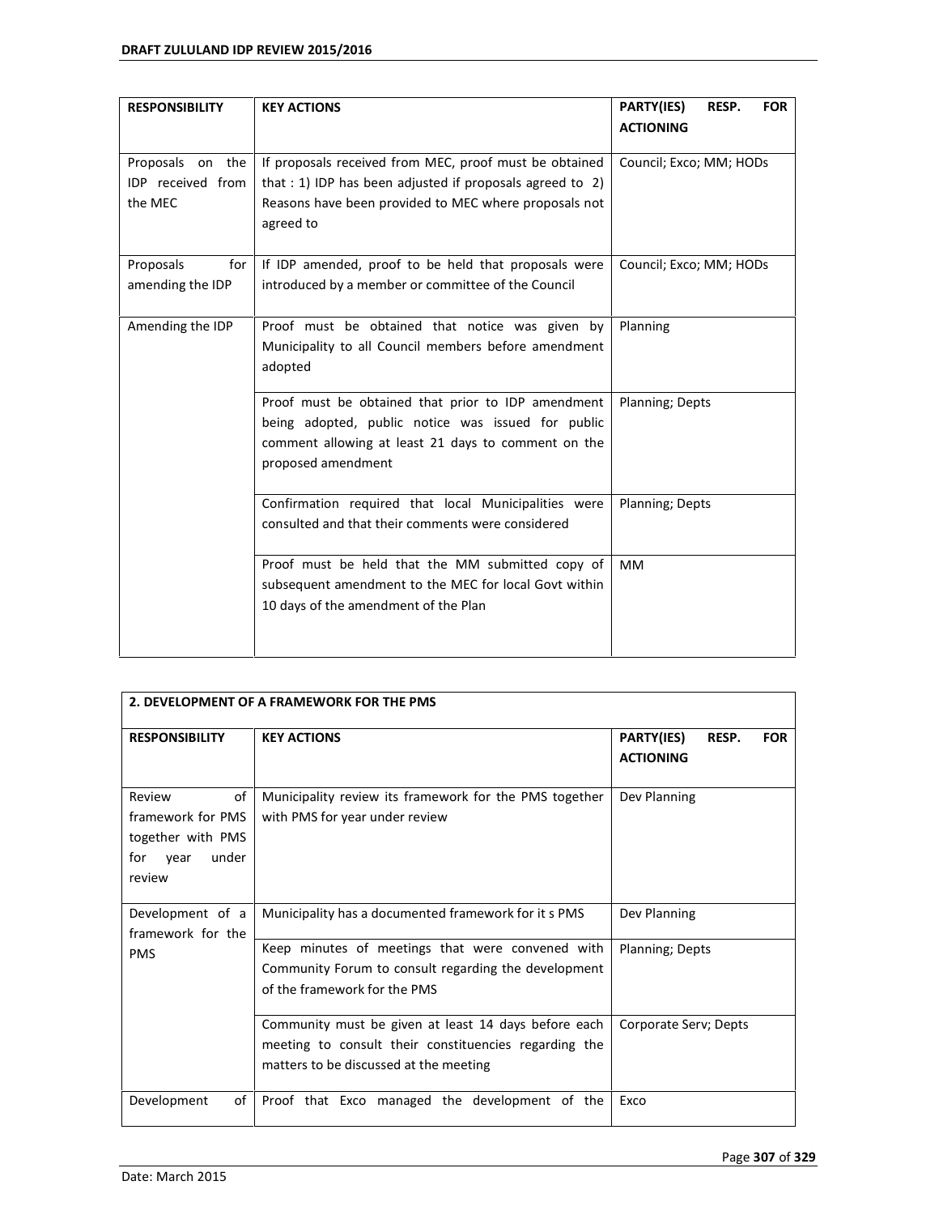| RESPONSIBILITY | KEY ACTIONS | PARTY(IES) RESP. FOR ACTIONING |
|---|---|---|
| Proposals on the IDP received from the MEC | If proposals received from MEC, proof must be obtained that : 1) IDP has been adjusted if proposals agreed to 2) Reasons have been provided to MEC where proposals not agreed to | Council; Exco; MM; HODs |
| Proposals for amending the IDP | If IDP amended, proof to be held that proposals were introduced by a member or committee of the Council | Council; Exco; MM; HODs |
| Amending the IDP | Proof must be obtained that notice was given by Municipality to all Council members before amendment adopted | Planning |
| | Proof must be obtained that prior to IDP amendment being adopted, public notice was issued for public comment allowing at least 21 days to comment on the proposed amendment | Planning; Depts |
| | Confirmation required that local Municipalities were consulted and that their comments were considered | Planning; Depts |
| | Proof must be held that the MM submitted copy of subsequent amendment to the MEC for local Govt within 10 days of the amendment of the Plan | MM |

| 2. DEVELOPMENT OF A FRAMEWORK FOR THE PMS | | |
|---|---|---|
| **RESPONSIBILITY** | **KEY ACTIONS** | **PARTY(IES) RESP. FOR ACTIONING** |
| Review of framework for PMS together with PMS for year under review | Municipality review its framework for the PMS together with PMS for year under review | Dev Planning |
| Development of a framework for the PMS | Municipality has a documented framework for it s PMS | Dev Planning |
| | Keep minutes of meetings that were convened with Community Forum to consult regarding the development of the framework for the PMS | Planning; Depts |
| | Community must be given at least 14 days before each meeting to consult their constituencies regarding the matters to be discussed at the meeting | Corporate Serv; Depts |
| Development of | Proof that Exco managed the development of the | Exco |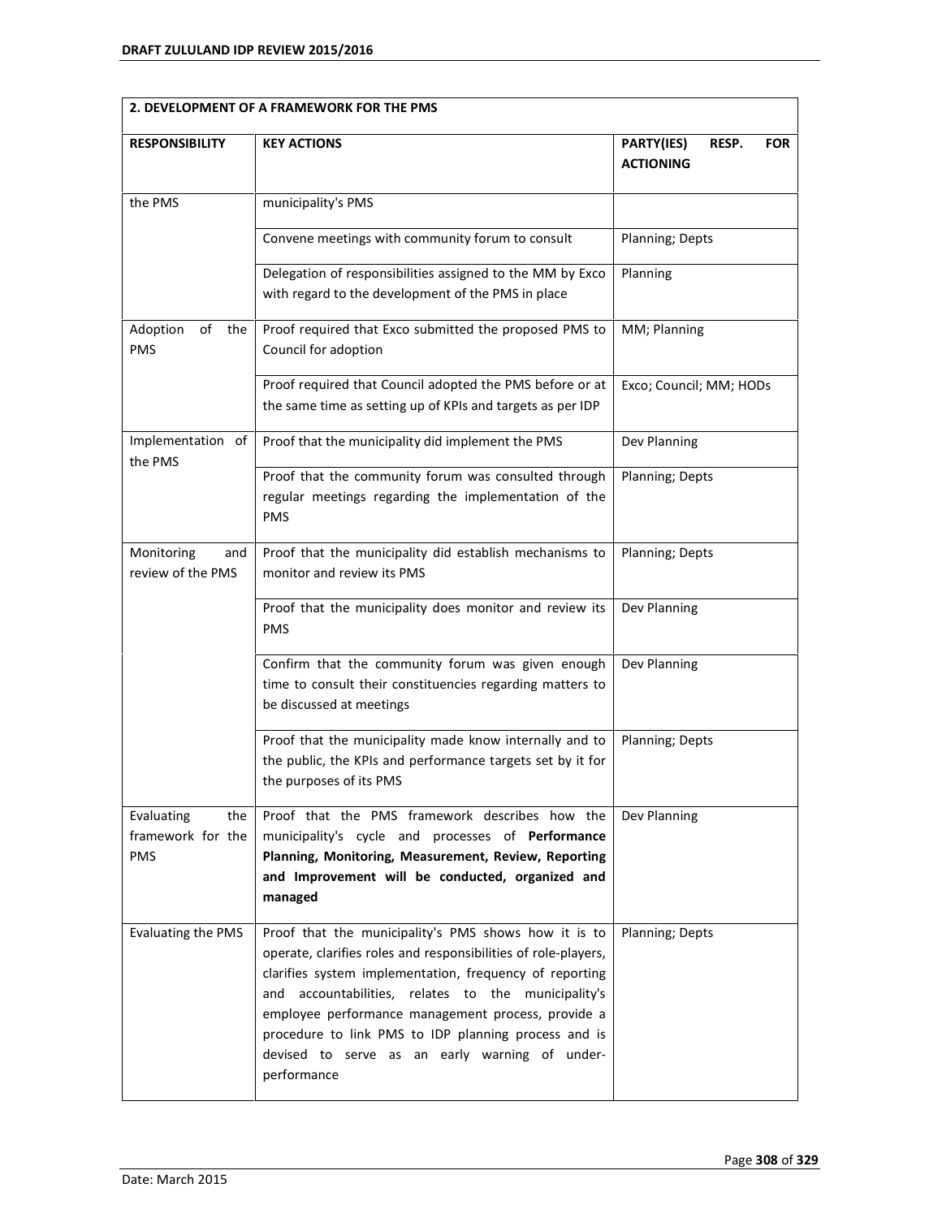| 2. DEVELOPMENT OF A FRAMEWORK FOR THE PMS | | |
|---|---|---|
| **RESPONSIBILITY** | **KEY ACTIONS** | **PARTY(IES) RESP. FOR ACTIONING** |
| the PMS | municipality's PMS | |
| | Convene meetings with community forum to consult | Planning; Depts |
| | Delegation of responsibilities assigned to the MM by Exco with regard to the development of the PMS in place | Planning |
| Adoption of the PMS | Proof required that Exco submitted the proposed PMS to Council for adoption | MM; Planning |
| | Proof required that Council adopted the PMS before or at the same time as setting up of KPIs and targets as per IDP | Exco; Council; MM; HODs |
| Implementation of the PMS | Proof that the municipality did implement the PMS | Dev Planning |
| | Proof that the community forum was consulted through regular meetings regarding the implementation of the PMS | Planning; Depts |
| Monitoring and review of the PMS | Proof that the municipality did establish mechanisms to monitor and review its PMS | Planning; Depts |
| | Proof that the municipality does monitor and review its PMS | Dev Planning |
| | Confirm that the community forum was given enough time to consult their constituencies regarding matters to be discussed at meetings | Dev Planning |
| | Proof that the municipality made know internally and to the public, the KPIs and performance targets set by it for the purposes of its PMS | Planning; Depts |
| Evaluating the framework for the PMS | Proof that the PMS framework describes how the municipality's cycle and processes of **Performance Planning, Monitoring, Measurement, Review, Reporting and Improvement will be conducted, organized and managed** | Dev Planning |
| Evaluating the PMS | Proof that the municipality's PMS shows how it is to operate, clarifies roles and responsibilities of role-players, clarifies system implementation, frequency of reporting and accountabilities, relates to the municipality's employee performance management process, provide a procedure to link PMS to IDP planning process and is devised to serve as an early warning of under-performance | Planning; Depts |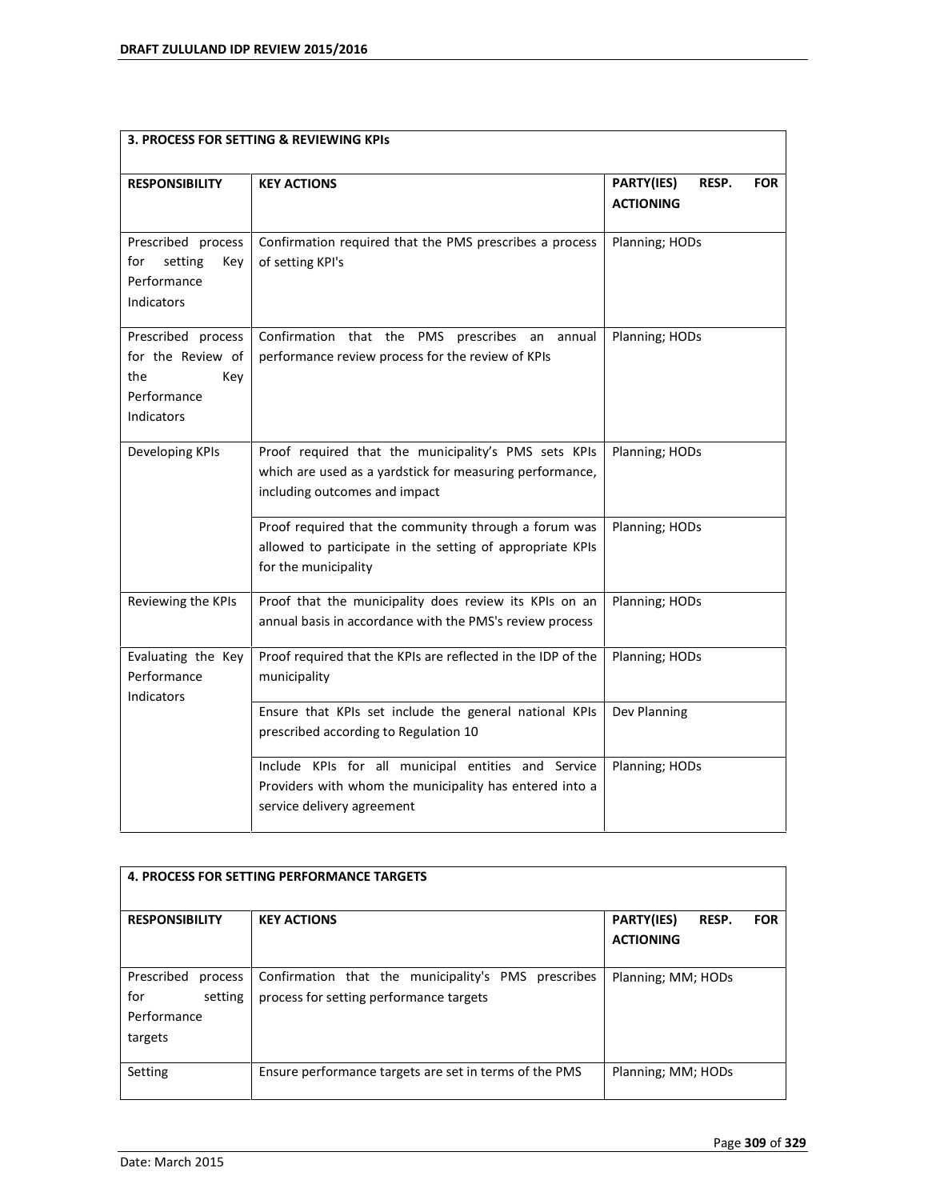| 3. PROCESS FOR SETTING & REVIEWING KPIs | | |
|---|---|---|
| **RESPONSIBILITY** | **KEY ACTIONS** | **PARTY(IES) RESP. FOR ACTIONING** |
| Prescribed process for setting Key Performance Indicators | Confirmation required that the PMS prescribes a process of setting KPI's | Planning; HODs |
| Prescribed process for the Review of the Key Performance Indicators | Confirmation that the PMS prescribes an annual performance review process for the review of KPIs | Planning; HODs |
| Developing KPIs | Proof required that the municipality's PMS sets KPIs which are used as a yardstick for measuring performance, including outcomes and impact | Planning; HODs |
| | Proof required that the community through a forum was allowed to participate in the setting of appropriate KPIs for the municipality | Planning; HODs |
| Reviewing the KPIs | Proof that the municipality does review its KPIs on an annual basis in accordance with the PMS's review process | Planning; HODs |
| Evaluating the Key Performance Indicators | Proof required that the KPIs are reflected in the IDP of the municipality | Planning; HODs |
| | Ensure that KPIs set include the general national KPIs prescribed according to Regulation 10 | Dev Planning |
| | Include KPIs for all municipal entities and Service Providers with whom the municipality has entered into a service delivery agreement | Planning; HODs |

| 4. PROCESS FOR SETTING PERFORMANCE TARGETS | | |
|---|---|---|
| **RESPONSIBILITY** | **KEY ACTIONS** | **PARTY(IES) RESP. FOR ACTIONING** |
| Prescribed process for setting Performance targets | Confirmation that the municipality's PMS prescribes process for setting performance targets | Planning; MM; HODs |
| Setting | Ensure performance targets are set in terms of the PMS | Planning; MM; HODs |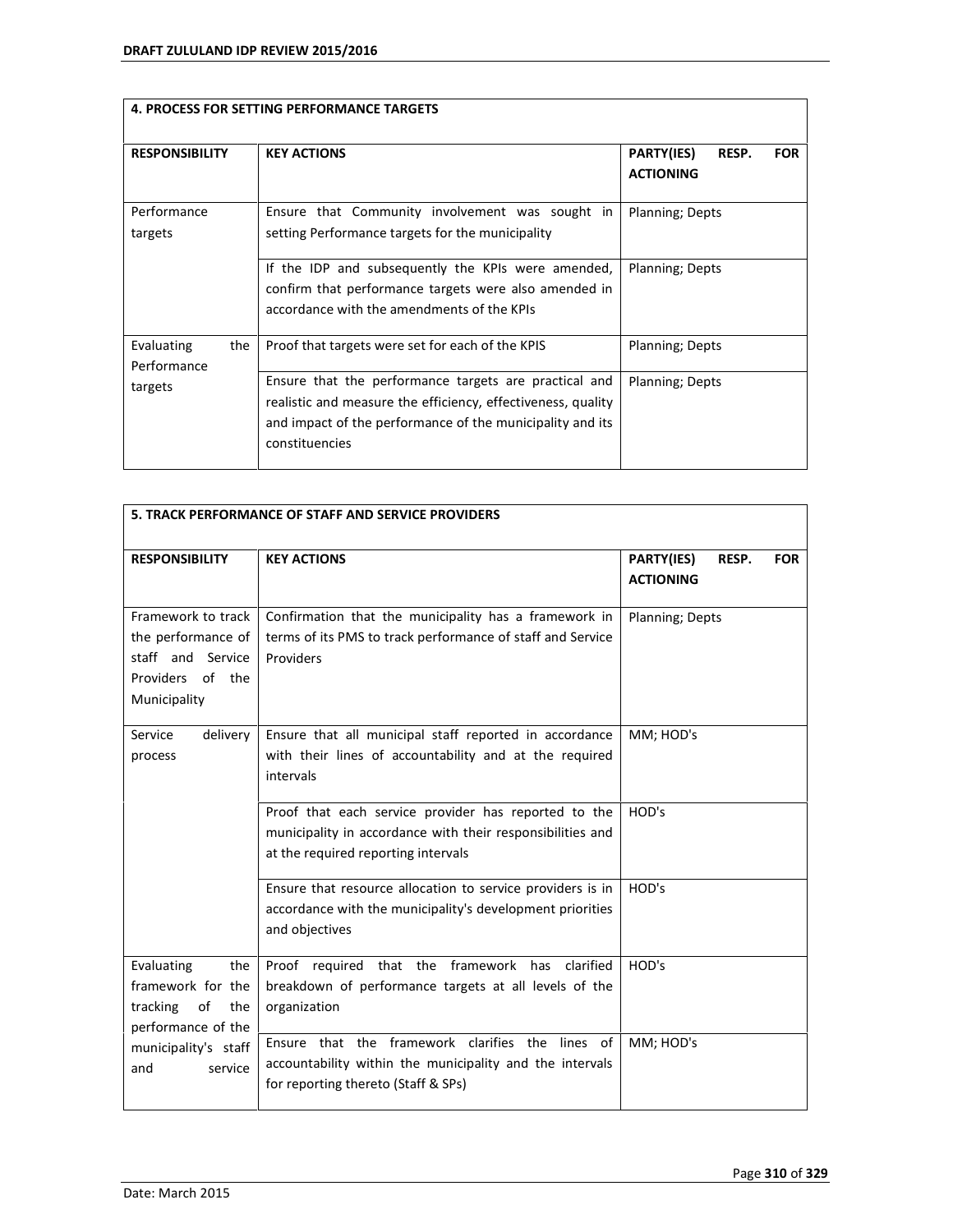| 4. PROCESS FOR SETTING PERFORMANCE TARGETS | | |
|---|---|---|
| **RESPONSIBILITY** | **KEY ACTIONS** | **PARTY(IES) RESP. FOR ACTIONING** |
| Performance targets | Ensure that Community involvement was sought in setting Performance targets for the municipality | Planning; Depts |
| | If the IDP and subsequently the KPIs were amended, confirm that performance targets were also amended in accordance with the amendments of the KPIs | Planning; Depts |
| Evaluating the Performance targets | Proof that targets were set for each of the KPIS | Planning; Depts |
| | Ensure that the performance targets are practical and realistic and measure the efficiency, effectiveness, quality and impact of the performance of the municipality and its constituencies | Planning; Depts |

| 5. TRACK PERFORMANCE OF STAFF AND SERVICE PROVIDERS | | |
|---|---|---|
| **RESPONSIBILITY** | **KEY ACTIONS** | **PARTY(IES) RESP. FOR ACTIONING** |
| Framework to track the performance of staff and Service Providers of the Municipality | Confirmation that the municipality has a framework in terms of its PMS to track performance of staff and Service Providers | Planning; Depts |
| Service delivery process | Ensure that all municipal staff reported in accordance with their lines of accountability and at the required intervals | MM; HOD's |
| | Proof that each service provider has reported to the municipality in accordance with their responsibilities and at the required reporting intervals | HOD's |
| | Ensure that resource allocation to service providers is in accordance with the municipality's development priorities and objectives | HOD's |
| Evaluating the framework for the tracking of the performance of the municipality's staff and service | Proof required that the framework has clarified breakdown of performance targets at all levels of the organization | HOD's |
| | Ensure that the framework clarifies the lines of accountability within the municipality and the intervals for reporting thereto (Staff & SPs) | MM; HOD's |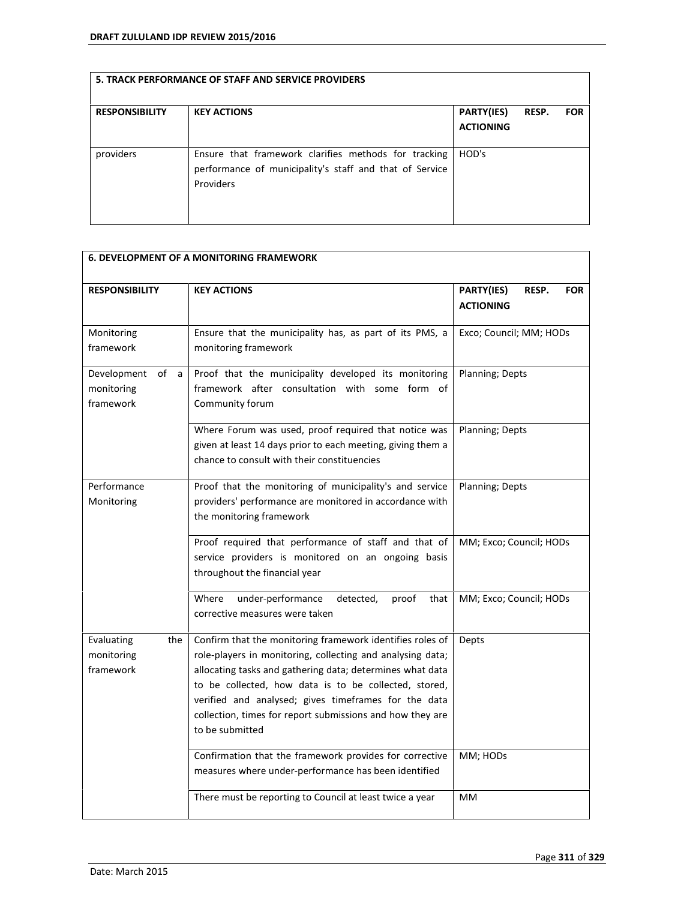| 5. TRACK PERFORMANCE OF STAFF AND SERVICE PROVIDERS | | |
|---|---|---|
| **RESPONSIBILITY** | **KEY ACTIONS** | **PARTY(IES) RESP. FOR ACTIONING** |
| providers | Ensure that framework clarifies methods for tracking performance of municipality's staff and that of Service Providers | HOD's |

| 6. DEVELOPMENT OF A MONITORING FRAMEWORK | | |
|---|---|---|
| **RESPONSIBILITY** | **KEY ACTIONS** | **PARTY(IES) RESP. FOR ACTIONING** |
| Monitoring framework | Ensure that the municipality has, as part of its PMS, a monitoring framework | Exco; Council; MM; HODs |
| Development of a monitoring framework | Proof that the municipality developed its monitoring framework after consultation with some form of Community forum | Planning; Depts |
| | Where Forum was used, proof required that notice was given at least 14 days prior to each meeting, giving them a chance to consult with their constituencies | Planning; Depts |
| Performance Monitoring | Proof that the monitoring of municipality's and service providers' performance are monitored in accordance with the monitoring framework | Planning; Depts |
| | Proof required that performance of staff and that of service providers is monitored on an ongoing basis throughout the financial year | MM; Exco; Council; HODs |
| | Where under-performance detected, proof that corrective measures were taken | MM; Exco; Council; HODs |
| Evaluating the monitoring framework | Confirm that the monitoring framework identifies roles of role-players in monitoring, collecting and analysing data; allocating tasks and gathering data; determines what data to be collected, how data is to be collected, stored, verified and analysed; gives timeframes for the data collection, times for report submissions and how they are to be submitted | Depts |
| | Confirmation that the framework provides for corrective measures where under-performance has been identified | MM; HODs |
| | There must be reporting to Council at least twice a year | MM |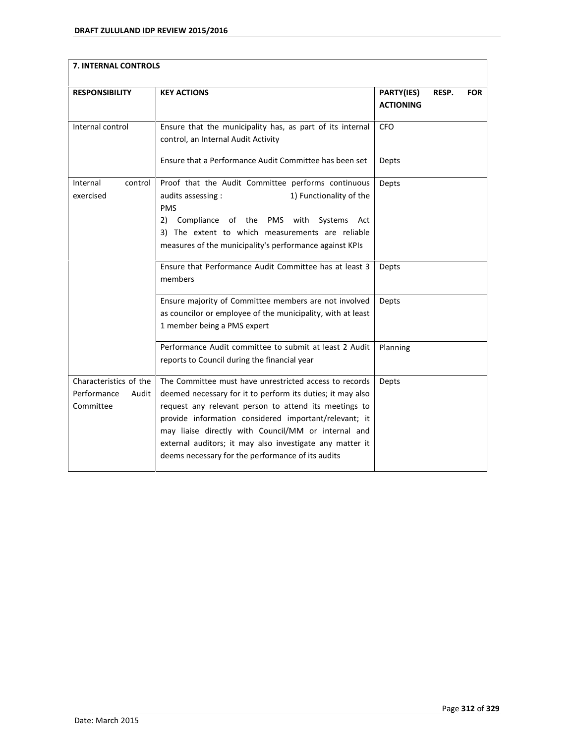## 7. INTERNAL CONTROLS

| RESPONSIBILITY | KEY ACTIONS | PARTY(IES) RESP. FOR ACTIONING |
|---|---|---|
| Internal control | Ensure that the municipality has, as part of its internal control, an Internal Audit Activity | CFO |
| | Ensure that a Performance Audit Committee has been set | Depts |
| Internal control exercised | Proof that the Audit Committee performs continuous audits assessing : 1) Functionality of the PMS 2) Compliance of the PMS with Systems Act 3) The extent to which measurements are reliable measures of the municipality's performance against KPIs | Depts |
| | Ensure that Performance Audit Committee has at least 3 members | Depts |
| | Ensure majority of Committee members are not involved as councilor or employee of the municipality, with at least 1 member being a PMS expert | Depts |
| | Performance Audit committee to submit at least 2 Audit reports to Council during the financial year | Planning |
| Characteristics of the Performance Audit Committee | The Committee must have unrestricted access to records deemed necessary for it to perform its duties; it may also request any relevant person to attend its meetings to provide information considered important/relevant; it may liaise directly with Council/MM or internal and external auditors; it may also investigate any matter it deems necessary for the performance of its audits | Depts |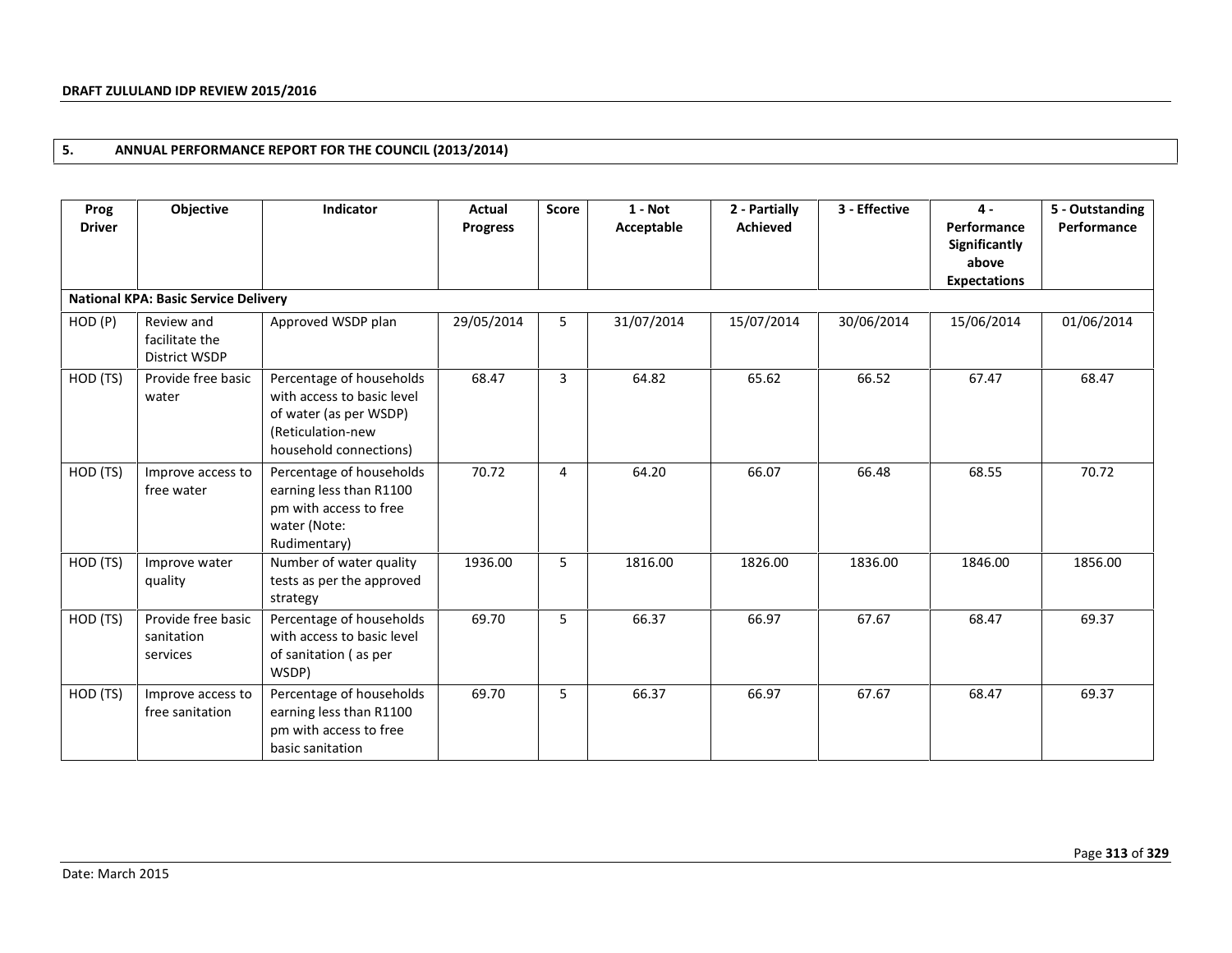## 5. ANNUAL PERFORMANCE REPORT FOR THE COUNCIL (2013/2014)

| Prog Driver | Objective | Indicator | Actual Progress | Score | 1 - Not Acceptable | 2 - Partially Achieved | 3 - Effective | 4 - Performance Significantly above Expectations | 5 - Outstanding Performance |
|---|---|---|---|---|---|---|---|---|---|
| **National KPA: Basic Service Delivery** | | | | | | | | | |
| HOD (P) | Review and facilitate the District WSDP | Approved WSDP plan | 29/05/2014 | 5 | 31/07/2014 | 15/07/2014 | 30/06/2014 | 15/06/2014 | 01/06/2014 |
| HOD (TS) | Provide free basic water | Percentage of households with access to basic level of water (as per WSDP) (Reticulation-new household connections) | 68.47 | 3 | 64.82 | 65.62 | 66.52 | 67.47 | 68.47 |
| HOD (TS) | Improve access to free water | Percentage of households earning less than R1100 pm with access to free water (Note: Rudimentary) | 70.72 | 4 | 64.20 | 66.07 | 66.48 | 68.55 | 70.72 |
| HOD (TS) | Improve water quality | Number of water quality tests as per the approved strategy | 1936.00 | 5 | 1816.00 | 1826.00 | 1836.00 | 1846.00 | 1856.00 |
| HOD (TS) | Provide free basic sanitation services | Percentage of households with access to basic level of sanitation ( as per WSDP) | 69.70 | 5 | 66.37 | 66.97 | 67.67 | 68.47 | 69.37 |
| HOD (TS) | Improve access to free sanitation | Percentage of households earning less than R1100 pm with access to free basic sanitation | 69.70 | 5 | 66.37 | 66.97 | 67.67 | 68.47 | 69.37 |

Date: March 2015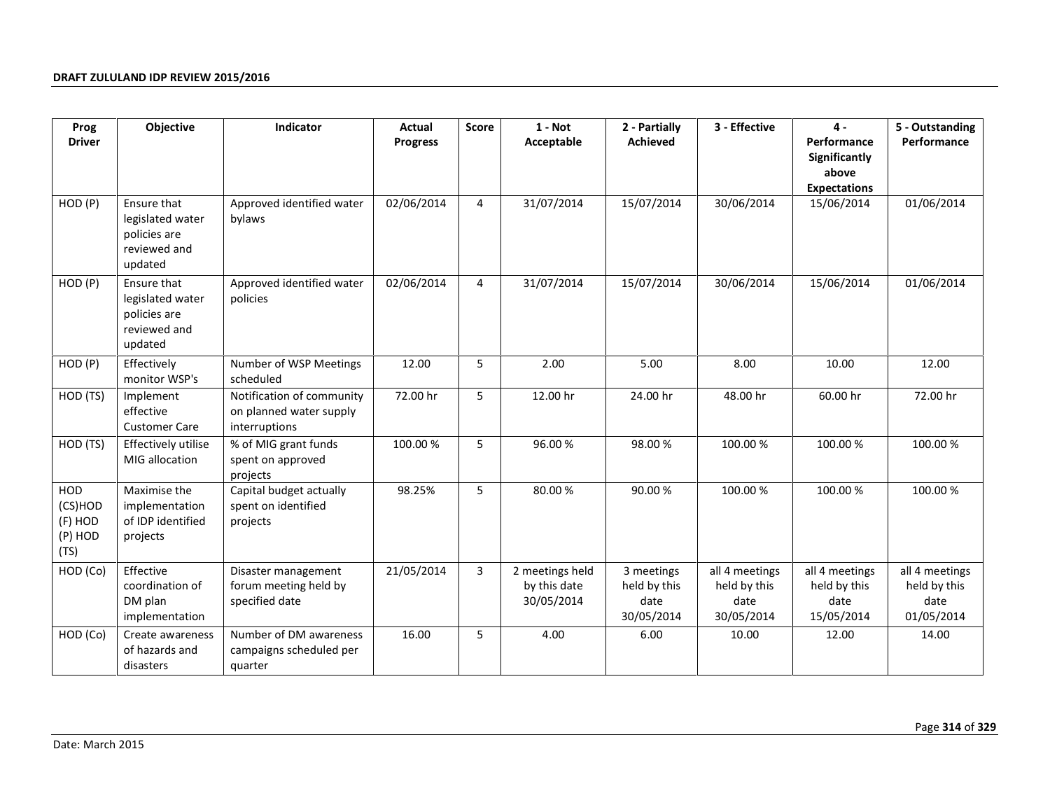| Prog Driver | Objective | Indicator | Actual Progress | Score | 1 - Not Acceptable | 2 - Partially Achieved | 3 - Effective | 4 - Performance Significantly above Expectations | 5 - Outstanding Performance |
|---|---|---|---|---|---|---|---|---|---|
| HOD (P) | Ensure that legislated water policies are reviewed and updated | Approved identified water bylaws | 02/06/2014 | 4 | 31/07/2014 | 15/07/2014 | 30/06/2014 | 15/06/2014 | 01/06/2014 |
| HOD (P) | Ensure that legislated water policies are reviewed and updated | Approved identified water policies | 02/06/2014 | 4 | 31/07/2014 | 15/07/2014 | 30/06/2014 | 15/06/2014 | 01/06/2014 |
| HOD (P) | Effectively monitor WSP's | Number of WSP Meetings scheduled | 12.00 | 5 | 2.00 | 5.00 | 8.00 | 10.00 | 12.00 |
| HOD (TS) | Implement effective Customer Care | Notification of community on planned water supply interruptions | 72.00 hr | 5 | 12.00 hr | 24.00 hr | 48.00 hr | 60.00 hr | 72.00 hr |
| HOD (TS) | Effectively utilise MIG allocation | % of MIG grant funds spent on approved projects | 100.00 % | 5 | 96.00 % | 98.00 % | 100.00 % | 100.00 % | 100.00 % |
| HOD (CS)HOD (F) HOD (P) HOD (TS) | Maximise the implementation of IDP identified projects | Capital budget actually spent on identified projects | 98.25% | 5 | 80.00 % | 90.00 % | 100.00 % | 100.00 % | 100.00 % |
| HOD (Co) | Effective coordination of DM plan implementation | Disaster management forum meeting held by specified date | 21/05/2014 | 3 | 2 meetings held by this date 30/05/2014 | 3 meetings held by this date 30/05/2014 | all 4 meetings held by this date 30/05/2014 | all 4 meetings held by this date 15/05/2014 | all 4 meetings held by this date 01/05/2014 |
| HOD (Co) | Create awareness of hazards and disasters | Number of DM awareness campaigns scheduled per quarter | 16.00 | 5 | 4.00 | 6.00 | 10.00 | 12.00 | 14.00 |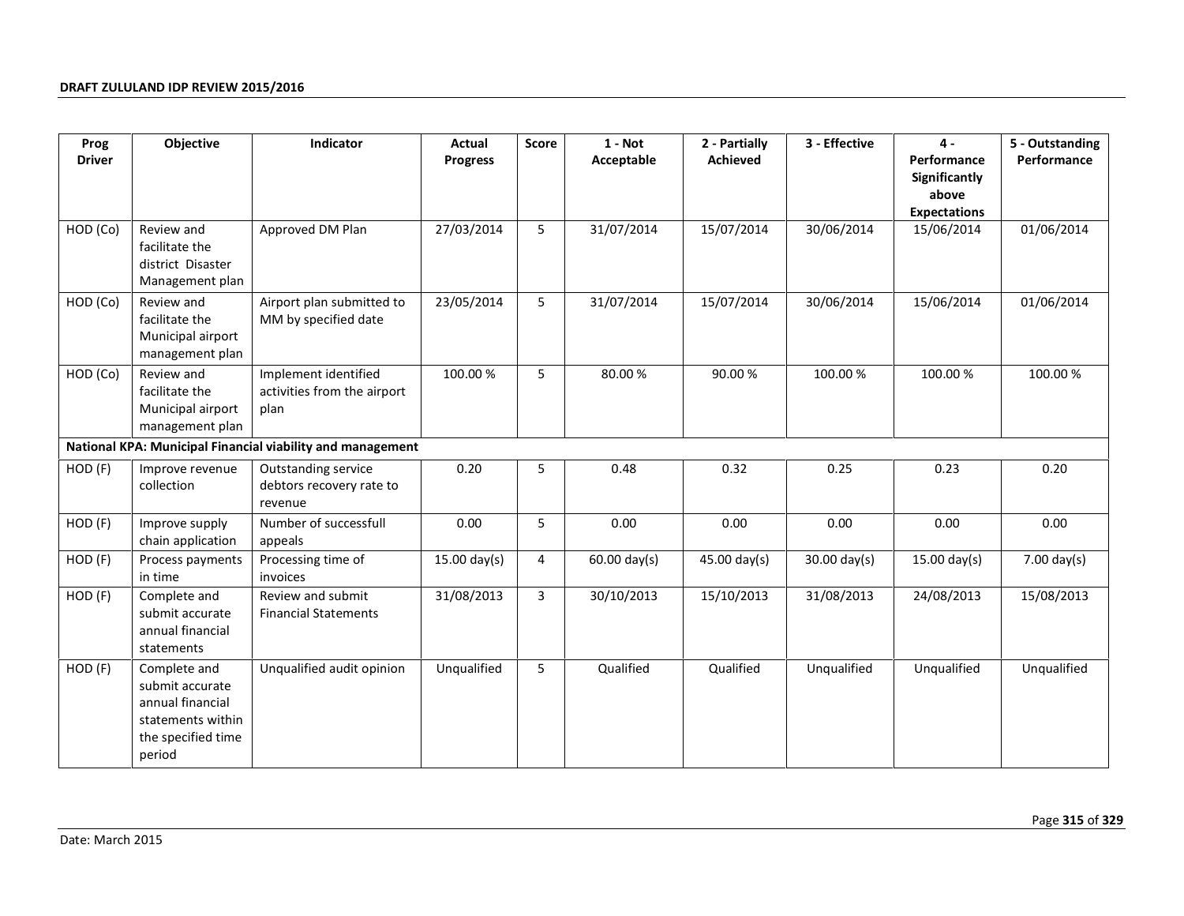| Prog Driver | Objective | Indicator | Actual Progress | Score | 1 - Not Acceptable | 2 - Partially Achieved | 3 - Effective | 4 - Performance Significantly above Expectations | 5 - Outstanding Performance |
|---|---|---|---|---|---|---|---|---|---|
| HOD (Co) | Review and facilitate the district Disaster Management plan | Approved DM Plan | 27/03/2014 | 5 | 31/07/2014 | 15/07/2014 | 30/06/2014 | 15/06/2014 | 01/06/2014 |
| HOD (Co) | Review and facilitate the Municipal airport management plan | Airport plan submitted to MM by specified date | 23/05/2014 | 5 | 31/07/2014 | 15/07/2014 | 30/06/2014 | 15/06/2014 | 01/06/2014 |
| HOD (Co) | Review and facilitate the Municipal airport management plan | Implement identified activities from the airport plan | 100.00 % | 5 | 80.00 % | 90.00 % | 100.00 % | 100.00 % | 100.00 % |
| **National KPA: Municipal Financial viability and management** | | | | | | | | | |
| HOD (F) | Improve revenue collection | Outstanding service debtors recovery rate to revenue | 0.20 | 5 | 0.48 | 0.32 | 0.25 | 0.23 | 0.20 |
| HOD (F) | Improve supply chain application | Number of successfull appeals | 0.00 | 5 | 0.00 | 0.00 | 0.00 | 0.00 | 0.00 |
| HOD (F) | Process payments in time | Processing time of invoices | 15.00 day(s) | 4 | 60.00 day(s) | 45.00 day(s) | 30.00 day(s) | 15.00 day(s) | 7.00 day(s) |
| HOD (F) | Complete and submit accurate annual financial statements | Review and submit Financial Statements | 31/08/2013 | 3 | 30/10/2013 | 15/10/2013 | 31/08/2013 | 24/08/2013 | 15/08/2013 |
| HOD (F) | Complete and submit accurate annual financial statements within the specified time period | Unqualified audit opinion | Unqualified | 5 | Qualified | Qualified | Unqualified | Unqualified | Unqualified |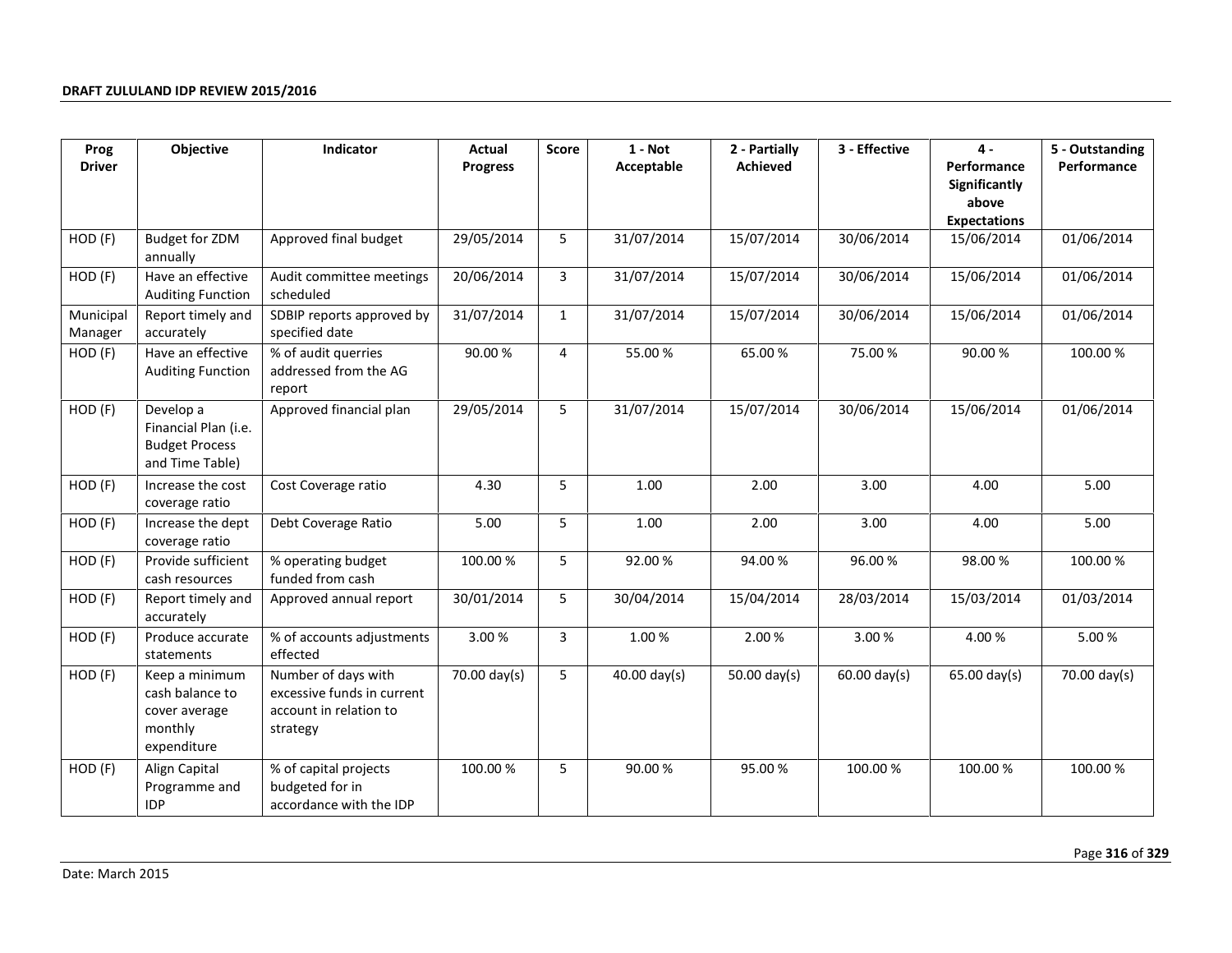| Prog Driver | Objective | Indicator | Actual Progress | Score | 1 - Not Acceptable | 2 - Partially Achieved | 3 - Effective | 4 - Performance Significantly above Expectations | 5 - Outstanding Performance |
|---|---|---|---|---|---|---|---|---|---|
| HOD (F) | Budget for ZDM annually | Approved final budget | 29/05/2014 | 5 | 31/07/2014 | 15/07/2014 | 30/06/2014 | 15/06/2014 | 01/06/2014 |
| HOD (F) | Have an effective Auditing Function | Audit committee meetings scheduled | 20/06/2014 | 3 | 31/07/2014 | 15/07/2014 | 30/06/2014 | 15/06/2014 | 01/06/2014 |
| Municipal Manager | Report timely and accurately | SDBIP reports approved by specified date | 31/07/2014 | 1 | 31/07/2014 | 15/07/2014 | 30/06/2014 | 15/06/2014 | 01/06/2014 |
| HOD (F) | Have an effective Auditing Function | % of audit querries addressed from the AG report | 90.00 % | 4 | 55.00 % | 65.00 % | 75.00 % | 90.00 % | 100.00 % |
| HOD (F) | Develop a Financial Plan (i.e. Budget Process and Time Table) | Approved financial plan | 29/05/2014 | 5 | 31/07/2014 | 15/07/2014 | 30/06/2014 | 15/06/2014 | 01/06/2014 |
| HOD (F) | Increase the cost coverage ratio | Cost Coverage ratio | 4.30 | 5 | 1.00 | 2.00 | 3.00 | 4.00 | 5.00 |
| HOD (F) | Increase the dept coverage ratio | Debt Coverage Ratio | 5.00 | 5 | 1.00 | 2.00 | 3.00 | 4.00 | 5.00 |
| HOD (F) | Provide sufficient cash resources | % operating budget funded from cash | 100.00 % | 5 | 92.00 % | 94.00 % | 96.00 % | 98.00 % | 100.00 % |
| HOD (F) | Report timely and accurately | Approved annual report | 30/01/2014 | 5 | 30/04/2014 | 15/04/2014 | 28/03/2014 | 15/03/2014 | 01/03/2014 |
| HOD (F) | Produce accurate statements | % of accounts adjustments effected | 3.00 % | 3 | 1.00 % | 2.00 % | 3.00 % | 4.00 % | 5.00 % |
| HOD (F) | Keep a minimum cash balance to cover average monthly expenditure | Number of days with excessive funds in current account in relation to strategy | 70.00 day(s) | 5 | 40.00 day(s) | 50.00 day(s) | 60.00 day(s) | 65.00 day(s) | 70.00 day(s) |
| HOD (F) | Align Capital Programme and IDP | % of capital projects budgeted for in accordance with the IDP | 100.00 % | 5 | 90.00 % | 95.00 % | 100.00 % | 100.00 % | 100.00 % |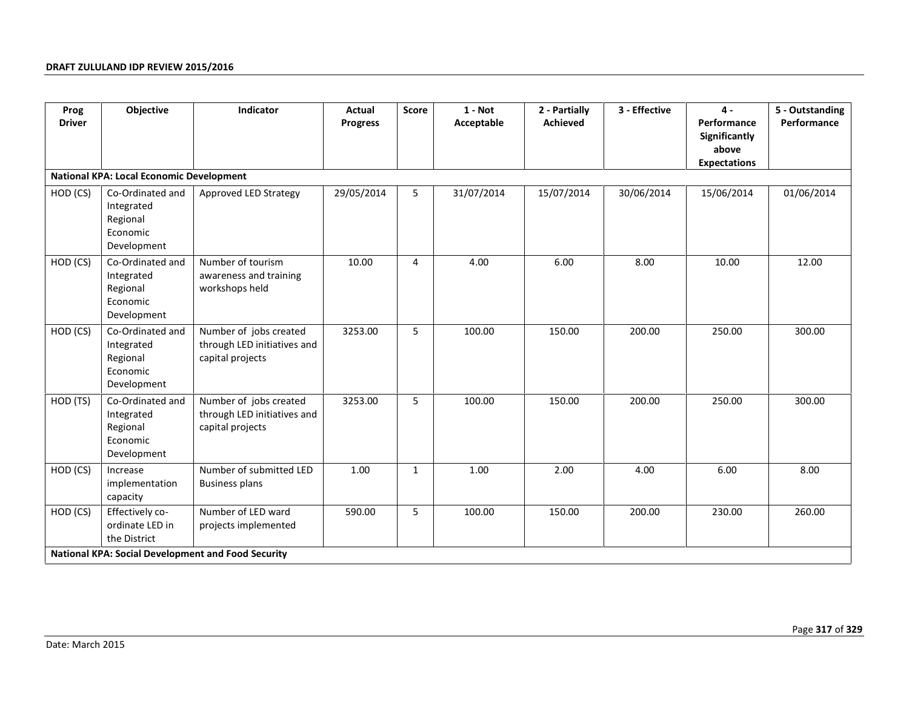| Prog Driver | Objective | Indicator | Actual Progress | Score | 1 - Not Acceptable | 2 - Partially Achieved | 3 - Effective | 4 - Performance Significantly above Expectations | 5 - Outstanding Performance |
|---|---|---|---|---|---|---|---|---|---|
| **National KPA: Local Economic Development** | | | | | | | | | |
| HOD (CS) | Co-Ordinated and Integrated Regional Economic Development | Approved LED Strategy | 29/05/2014 | 5 | 31/07/2014 | 15/07/2014 | 30/06/2014 | 15/06/2014 | 01/06/2014 |
| HOD (CS) | Co-Ordinated and Integrated Regional Economic Development | Number of tourism awareness and training workshops held | 10.00 | 4 | 4.00 | 6.00 | 8.00 | 10.00 | 12.00 |
| HOD (CS) | Co-Ordinated and Integrated Regional Economic Development | Number of jobs created through LED initiatives and capital projects | 3253.00 | 5 | 100.00 | 150.00 | 200.00 | 250.00 | 300.00 |
| HOD (TS) | Co-Ordinated and Integrated Regional Economic Development | Number of jobs created through LED initiatives and capital projects | 3253.00 | 5 | 100.00 | 150.00 | 200.00 | 250.00 | 300.00 |
| HOD (CS) | Increase implementation capacity | Number of submitted LED Business plans | 1.00 | 1 | 1.00 | 2.00 | 4.00 | 6.00 | 8.00 |
| HOD (CS) | Effectively co-ordinate LED in the District | Number of LED ward projects implemented | 590.00 | 5 | 100.00 | 150.00 | 200.00 | 230.00 | 260.00 |
| **National KPA: Social Development and Food Security** | | | | | | | | | |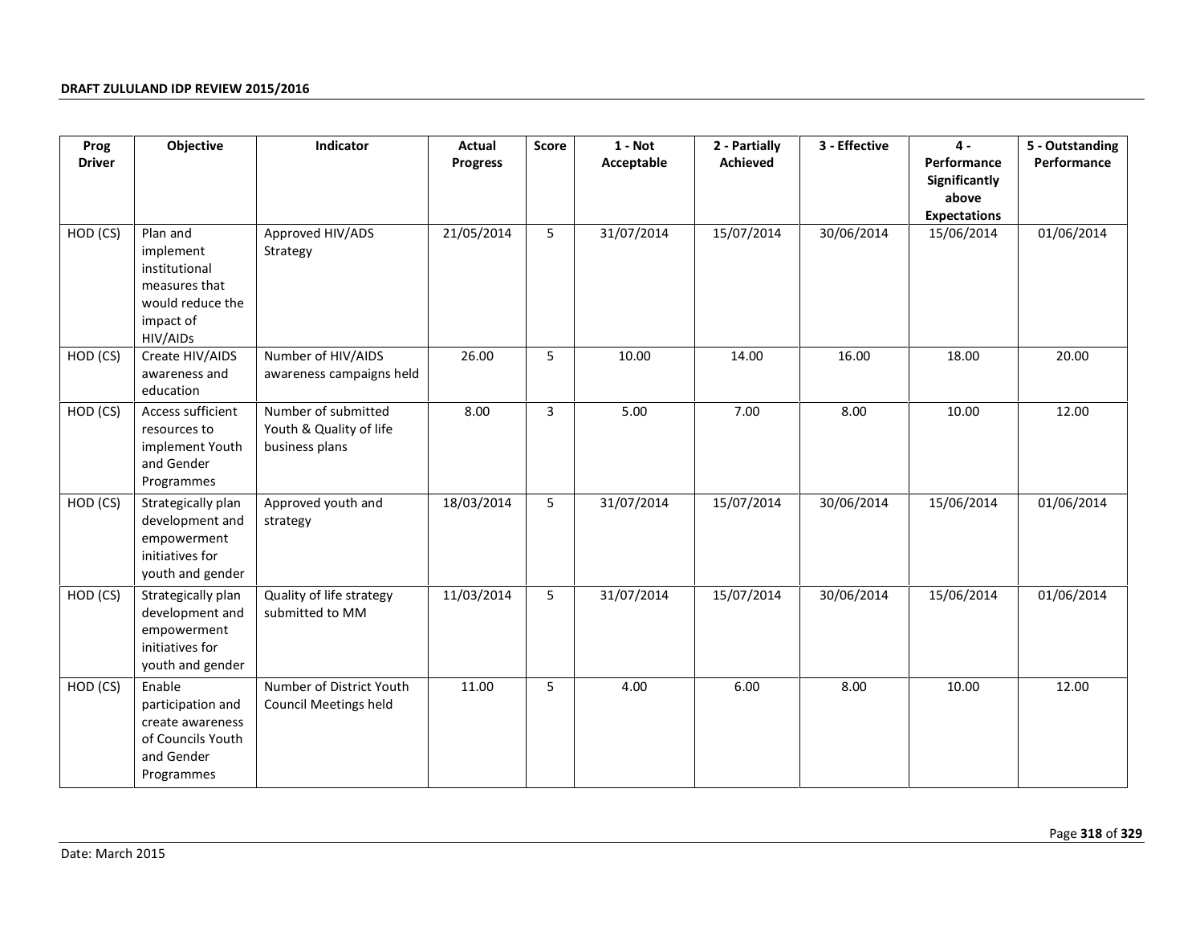| Prog Driver | Objective | Indicator | Actual Progress | Score | 1 - Not Acceptable | 2 - Partially Achieved | 3 - Effective | 4 - Performance Significantly above Expectations | 5 - Outstanding Performance |
|---|---|---|---|---|---|---|---|---|---|
| HOD (CS) | Plan and implement institutional measures that would reduce the impact of HIV/AIDs | Approved HIV/ADS Strategy | 21/05/2014 | 5 | 31/07/2014 | 15/07/2014 | 30/06/2014 | 15/06/2014 | 01/06/2014 |
| HOD (CS) | Create HIV/AIDS awareness and education | Number of HIV/AIDS awareness campaigns held | 26.00 | 5 | 10.00 | 14.00 | 16.00 | 18.00 | 20.00 |
| HOD (CS) | Access sufficient resources to implement Youth and Gender Programmes | Number of submitted Youth & Quality of life business plans | 8.00 | 3 | 5.00 | 7.00 | 8.00 | 10.00 | 12.00 |
| HOD (CS) | Strategically plan development and empowerment initiatives for youth and gender | Approved youth and strategy | 18/03/2014 | 5 | 31/07/2014 | 15/07/2014 | 30/06/2014 | 15/06/2014 | 01/06/2014 |
| HOD (CS) | Strategically plan development and empowerment initiatives for youth and gender | Quality of life strategy submitted to MM | 11/03/2014 | 5 | 31/07/2014 | 15/07/2014 | 30/06/2014 | 15/06/2014 | 01/06/2014 |
| HOD (CS) | Enable participation and create awareness of Councils Youth and Gender Programmes | Number of District Youth Council Meetings held | 11.00 | 5 | 4.00 | 6.00 | 8.00 | 10.00 | 12.00 |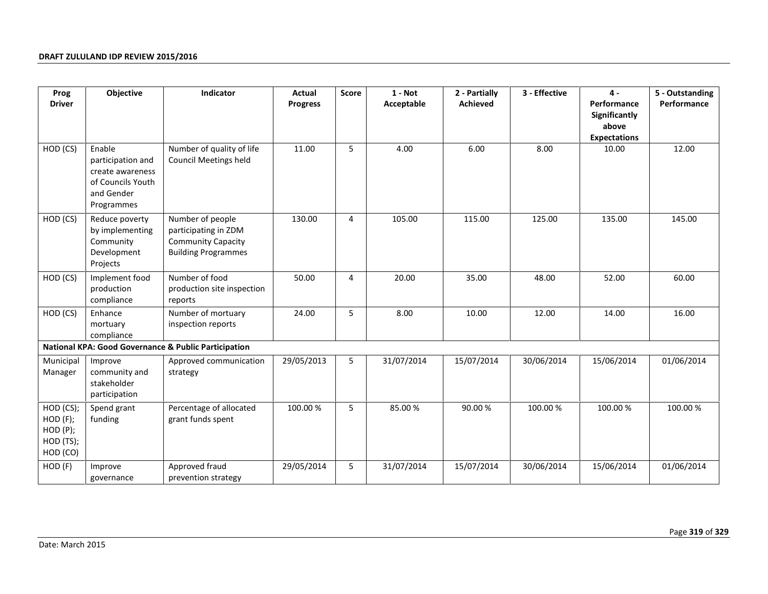| Prog Driver | Objective | Indicator | Actual Progress | Score | 1 - Not Acceptable | 2 - Partially Achieved | 3 - Effective | 4 - Performance Significantly above Expectations | 5 - Outstanding Performance |
|---|---|---|---|---|---|---|---|---|---|
| HOD (CS) | Enable participation and create awareness of Councils Youth and Gender Programmes | Number of quality of life Council Meetings held | 11.00 | 5 | 4.00 | 6.00 | 8.00 | 10.00 | 12.00 |
| HOD (CS) | Reduce poverty by implementing Community Development Projects | Number of people participating in ZDM Community Capacity Building Programmes | 130.00 | 4 | 105.00 | 115.00 | 125.00 | 135.00 | 145.00 |
| HOD (CS) | Implement food production compliance | Number of food production site inspection reports | 50.00 | 4 | 20.00 | 35.00 | 48.00 | 52.00 | 60.00 |
| HOD (CS) | Enhance mortuary compliance | Number of mortuary inspection reports | 24.00 | 5 | 8.00 | 10.00 | 12.00 | 14.00 | 16.00 |
| **National KPA: Good Governance & Public Participation** | | | | | | | | | |
| Municipal Manager | Improve community and stakeholder participation | Approved communication strategy | 29/05/2013 | 5 | 31/07/2014 | 15/07/2014 | 30/06/2014 | 15/06/2014 | 01/06/2014 |
| HOD (CS); HOD (F); HOD (P); HOD (TS); HOD (CO) | Spend grant funding | Percentage of allocated grant funds spent | 100.00 % | 5 | 85.00 % | 90.00 % | 100.00 % | 100.00 % | 100.00 % |
| HOD (F) | Improve governance | Approved fraud prevention strategy | 29/05/2014 | 5 | 31/07/2014 | 15/07/2014 | 30/06/2014 | 15/06/2014 | 01/06/2014 |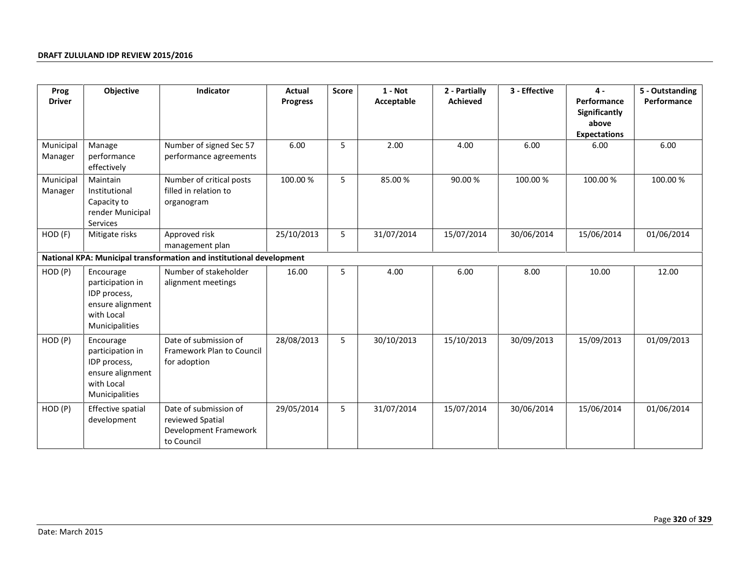| Prog Driver | Objective | Indicator | Actual Progress | Score | 1 - Not Acceptable | 2 - Partially Achieved | 3 - Effective | 4 - Performance Significantly above Expectations | 5 - Outstanding Performance |
|---|---|---|---|---|---|---|---|---|---|
| Municipal Manager | Manage performance effectively | Number of signed Sec 57 performance agreements | 6.00 | 5 | 2.00 | 4.00 | 6.00 | 6.00 | 6.00 |
| Municipal Manager | Maintain Institutional Capacity to render Municipal Services | Number of critical posts filled in relation to organogram | 100.00 % | 5 | 85.00 % | 90.00 % | 100.00 % | 100.00 % | 100.00 % |
| HOD (F) | Mitigate risks | Approved risk management plan | 25/10/2013 | 5 | 31/07/2014 | 15/07/2014 | 30/06/2014 | 15/06/2014 | 01/06/2014 |
| **National KPA: Municipal transformation and institutional development** | | | | | | | | | |
| HOD (P) | Encourage participation in IDP process, ensure alignment with Local Municipalities | Number of stakeholder alignment meetings | 16.00 | 5 | 4.00 | 6.00 | 8.00 | 10.00 | 12.00 |
| HOD (P) | Encourage participation in IDP process, ensure alignment with Local Municipalities | Date of submission of Framework Plan to Council for adoption | 28/08/2013 | 5 | 30/10/2013 | 15/10/2013 | 30/09/2013 | 15/09/2013 | 01/09/2013 |
| HOD (P) | Effective spatial development | Date of submission of reviewed Spatial Development Framework to Council | 29/05/2014 | 5 | 31/07/2014 | 15/07/2014 | 30/06/2014 | 15/06/2014 | 01/06/2014 |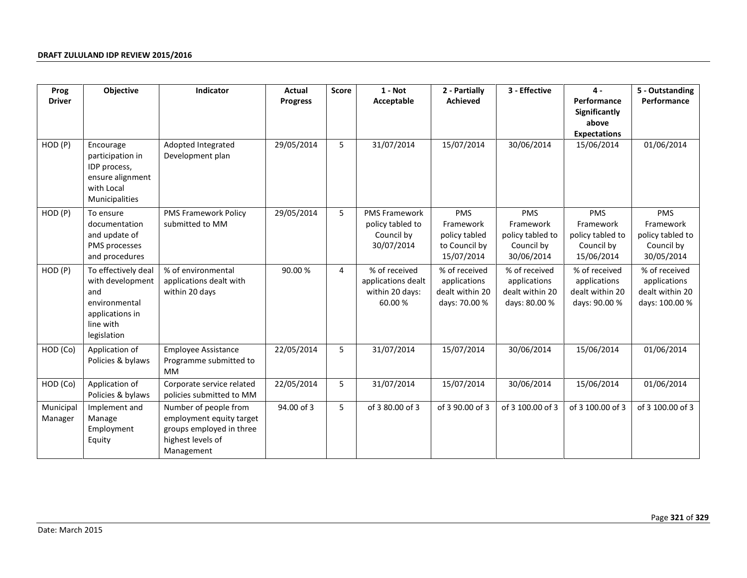| Prog Driver | Objective | Indicator | Actual Progress | Score | 1 - Not Acceptable | 2 - Partially Achieved | 3 - Effective | 4 - Performance Significantly above Expectations | 5 - Outstanding Performance |
|---|---|---|---|---|---|---|---|---|---|
| HOD (P) | Encourage participation in IDP process, ensure alignment with Local Municipalities | Adopted Integrated Development plan | 29/05/2014 | 5 | 31/07/2014 | 15/07/2014 | 30/06/2014 | 15/06/2014 | 01/06/2014 |
| HOD (P) | To ensure documentation and update of PMS processes and procedures | PMS Framework Policy submitted to MM | 29/05/2014 | 5 | PMS Framework policy tabled to Council by 30/07/2014 | PMS Framework policy tabled to Council by 15/07/2014 | PMS Framework policy tabled to Council by 30/06/2014 | PMS Framework policy tabled to Council by 15/06/2014 | PMS Framework policy tabled to Council by 30/05/2014 |
| HOD (P) | To effectively deal with development and environmental applications in line with legislation | % of environmental applications dealt with within 20 days | 90.00 % | 4 | % of received applications dealt within 20 days: 60.00 % | % of received applications dealt within 20 days: 70.00 % | % of received applications dealt within 20 days: 80.00 % | % of received applications dealt within 20 days: 90.00 % | % of received applications dealt within 20 days: 100.00 % |
| HOD (Co) | Application of Policies & bylaws | Employee Assistance Programme submitted to MM | 22/05/2014 | 5 | 31/07/2014 | 15/07/2014 | 30/06/2014 | 15/06/2014 | 01/06/2014 |
| HOD (Co) | Application of Policies & bylaws | Corporate service related policies submitted to MM | 22/05/2014 | 5 | 31/07/2014 | 15/07/2014 | 30/06/2014 | 15/06/2014 | 01/06/2014 |
| Municipal Manager | Implement and Manage Employment Equity | Number of people from employment equity target groups employed in three highest levels of Management | 94.00 of 3 | 5 | of 3 80.00 of 3 | of 3 90.00 of 3 | of 3 100.00 of 3 | of 3 100.00 of 3 | of 3 100.00 of 3 |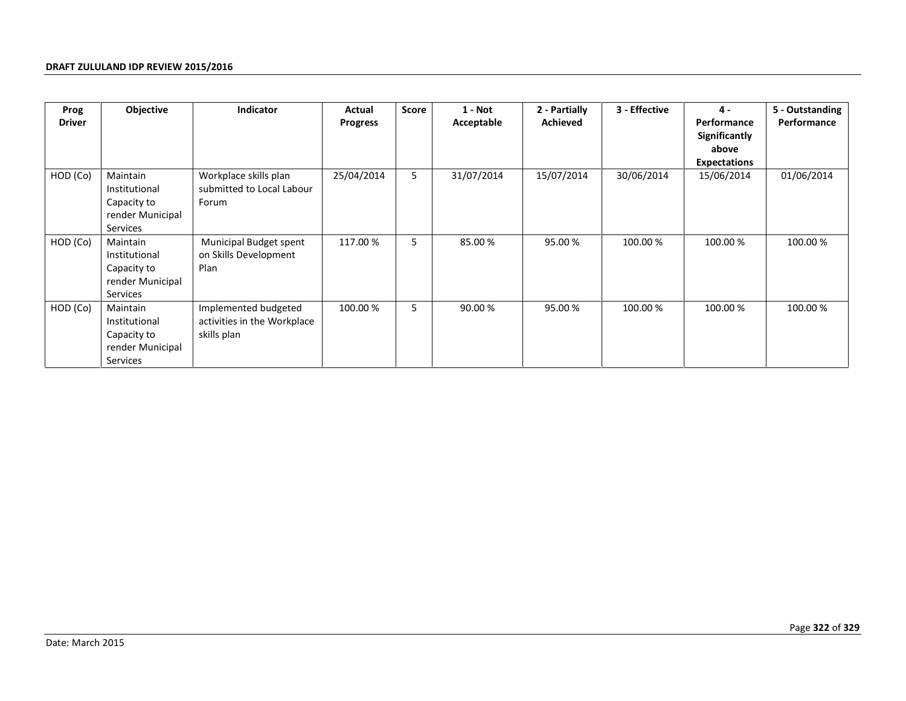| Prog Driver | Objective | Indicator | Actual Progress | Score | 1 - Not Acceptable | 2 - Partially Achieved | 3 - Effective | 4 - Performance Significantly above Expectations | 5 - Outstanding Performance |
|---|---|---|---|---|---|---|---|---|---|
| HOD (Co) | Maintain Institutional Capacity to render Municipal Services | Workplace skills plan submitted to Local Labour Forum | 25/04/2014 | 5 | 31/07/2014 | 15/07/2014 | 30/06/2014 | 15/06/2014 | 01/06/2014 |
| HOD (Co) | Maintain Institutional Capacity to render Municipal Services | Municipal Budget spent on Skills Development Plan | 117.00 % | 5 | 85.00 % | 95.00 % | 100.00 % | 100.00 % | 100.00 % |
| HOD (Co) | Maintain Institutional Capacity to render Municipal Services | Implemented budgeted activities in the Workplace skills plan | 100.00 % | 5 | 90.00 % | 95.00 % | 100.00 % | 100.00 % | 100.00 % |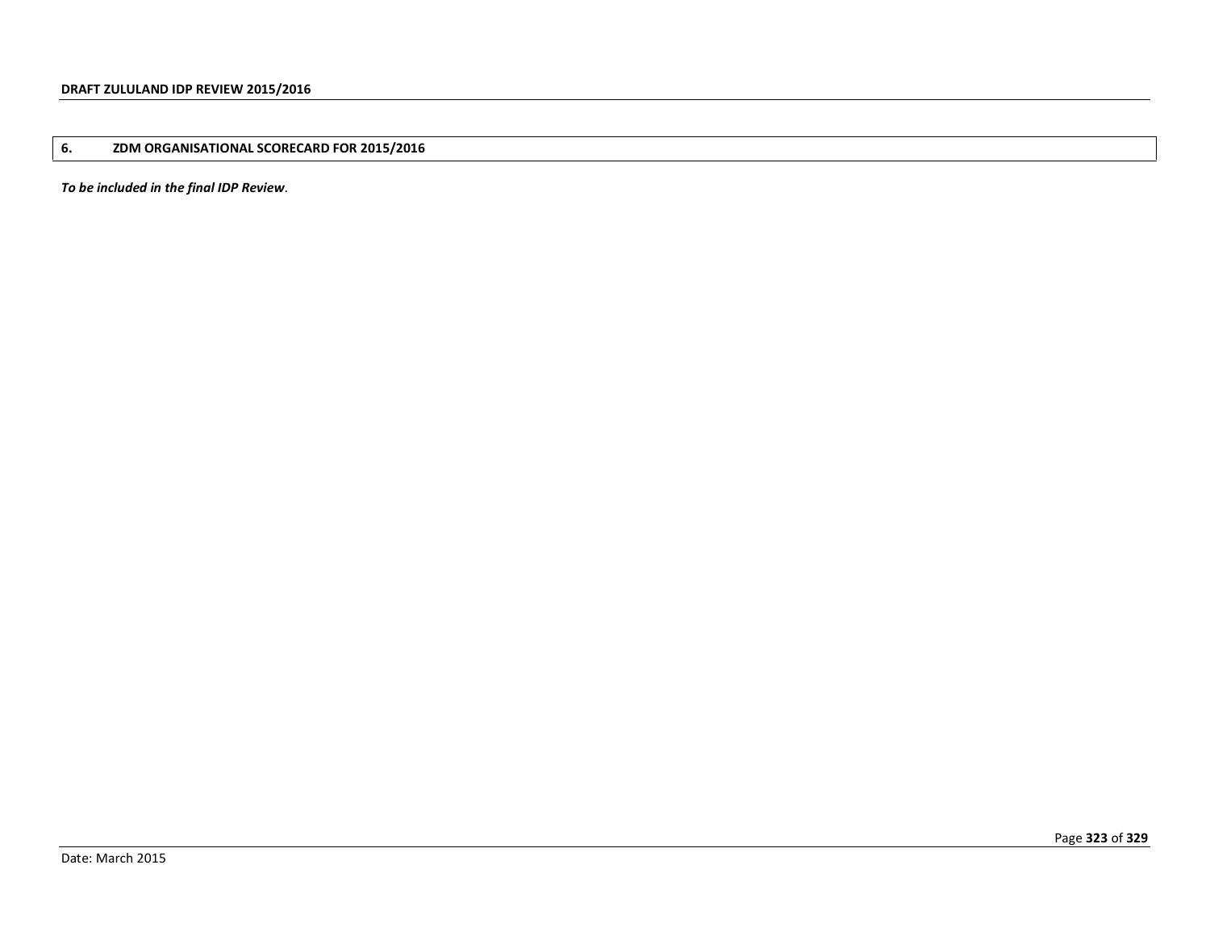## 6. ZDM ORGANISATIONAL SCORECARD FOR 2015/2016

***To be included in the final IDP Review***.